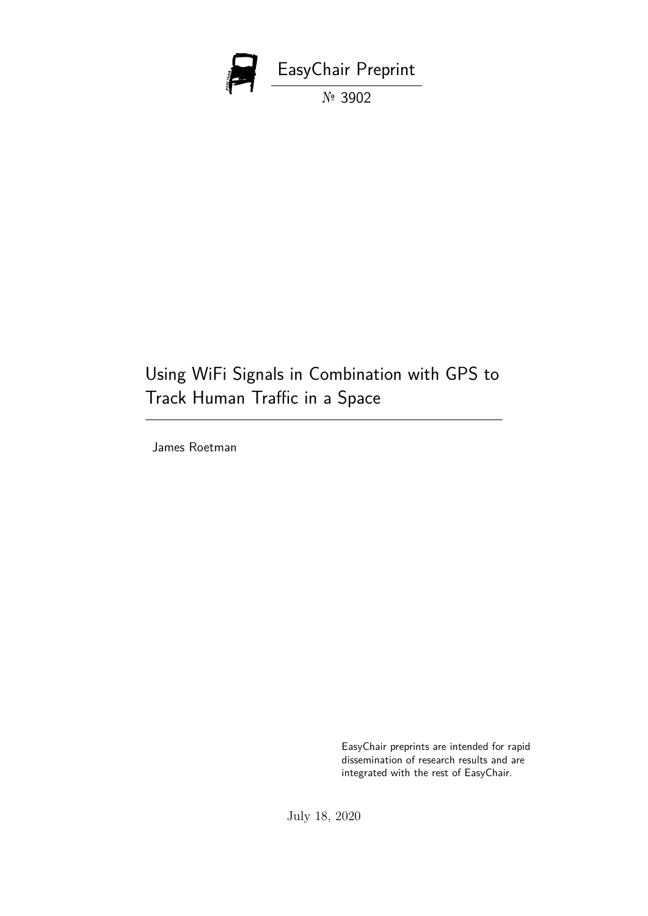EasyChair Preprint

№ 3902

# Using WiFi Signals in Combination with GPS to Track Human Traffic in a Space

James Roetman

EasyChair preprints are intended for rapid dissemination of research results and are integrated with the rest of EasyChair.

July 18, 2020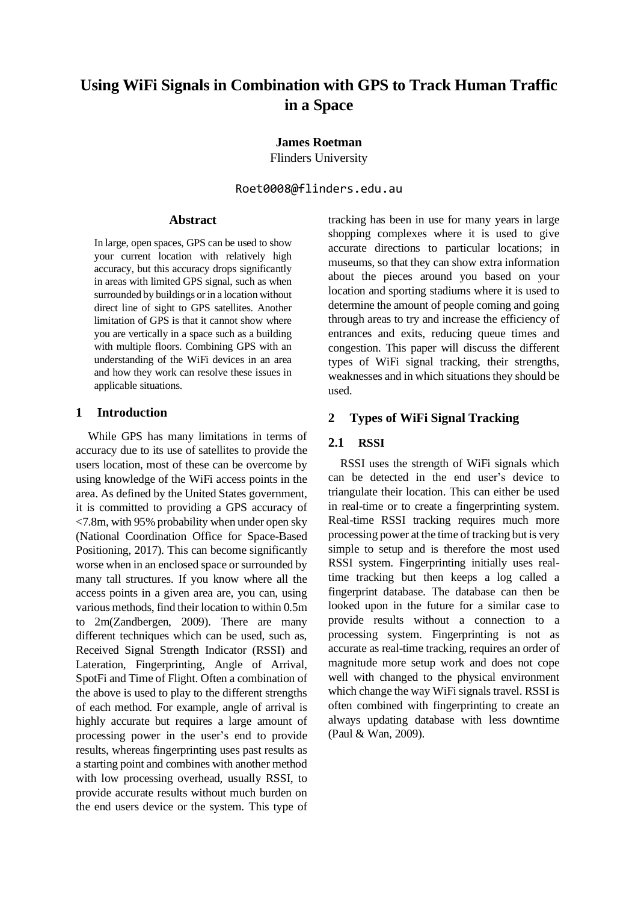# Using WiFi Signals in Combination with GPS to Track Human Traffic in a Space

**James Roetman**
Flinders University

Roet0008@flinders.edu.au

## Abstract

In large, open spaces, GPS can be used to show your current location with relatively high accuracy, but this accuracy drops significantly in areas with limited GPS signal, such as when surrounded by buildings or in a location without direct line of sight to GPS satellites. Another limitation of GPS is that it cannot show where you are vertically in a space such as a building with multiple floors. Combining GPS with an understanding of the WiFi devices in an area and how they work can resolve these issues in applicable situations.

## 1 Introduction

While GPS has many limitations in terms of accuracy due to its use of satellites to provide the users location, most of these can be overcome by using knowledge of the WiFi access points in the area. As defined by the United States government, it is committed to providing a GPS accuracy of <7.8m, with 95% probability when under open sky (National Coordination Office for Space-Based Positioning, 2017). This can become significantly worse when in an enclosed space or surrounded by many tall structures. If you know where all the access points in a given area are, you can, using various methods, find their location to within 0.5m to 2m(Zandbergen, 2009). There are many different techniques which can be used, such as, Received Signal Strength Indicator (RSSI) and Lateration, Fingerprinting, Angle of Arrival, SpotFi and Time of Flight. Often a combination of the above is used to play to the different strengths of each method. For example, angle of arrival is highly accurate but requires a large amount of processing power in the user's end to provide results, whereas fingerprinting uses past results as a starting point and combines with another method with low processing overhead, usually RSSI, to provide accurate results without much burden on the end users device or the system. This type of tracking has been in use for many years in large shopping complexes where it is used to give accurate directions to particular locations; in museums, so that they can show extra information about the pieces around you based on your location and sporting stadiums where it is used to determine the amount of people coming and going through areas to try and increase the efficiency of entrances and exits, reducing queue times and congestion. This paper will discuss the different types of WiFi signal tracking, their strengths, weaknesses and in which situations they should be used.

## 2 Types of WiFi Signal Tracking

### 2.1 RSSI

RSSI uses the strength of WiFi signals which can be detected in the end user's device to triangulate their location. This can either be used in real-time or to create a fingerprinting system. Real-time RSSI tracking requires much more processing power at the time of tracking but is very simple to setup and is therefore the most used RSSI system. Fingerprinting initially uses real-time tracking but then keeps a log called a fingerprint database. The database can then be looked upon in the future for a similar case to provide results without a connection to a processing system. Fingerprinting is not as accurate as real-time tracking, requires an order of magnitude more setup work and does not cope well with changed to the physical environment which change the way WiFi signals travel. RSSI is often combined with fingerprinting to create an always updating database with less downtime (Paul & Wan, 2009).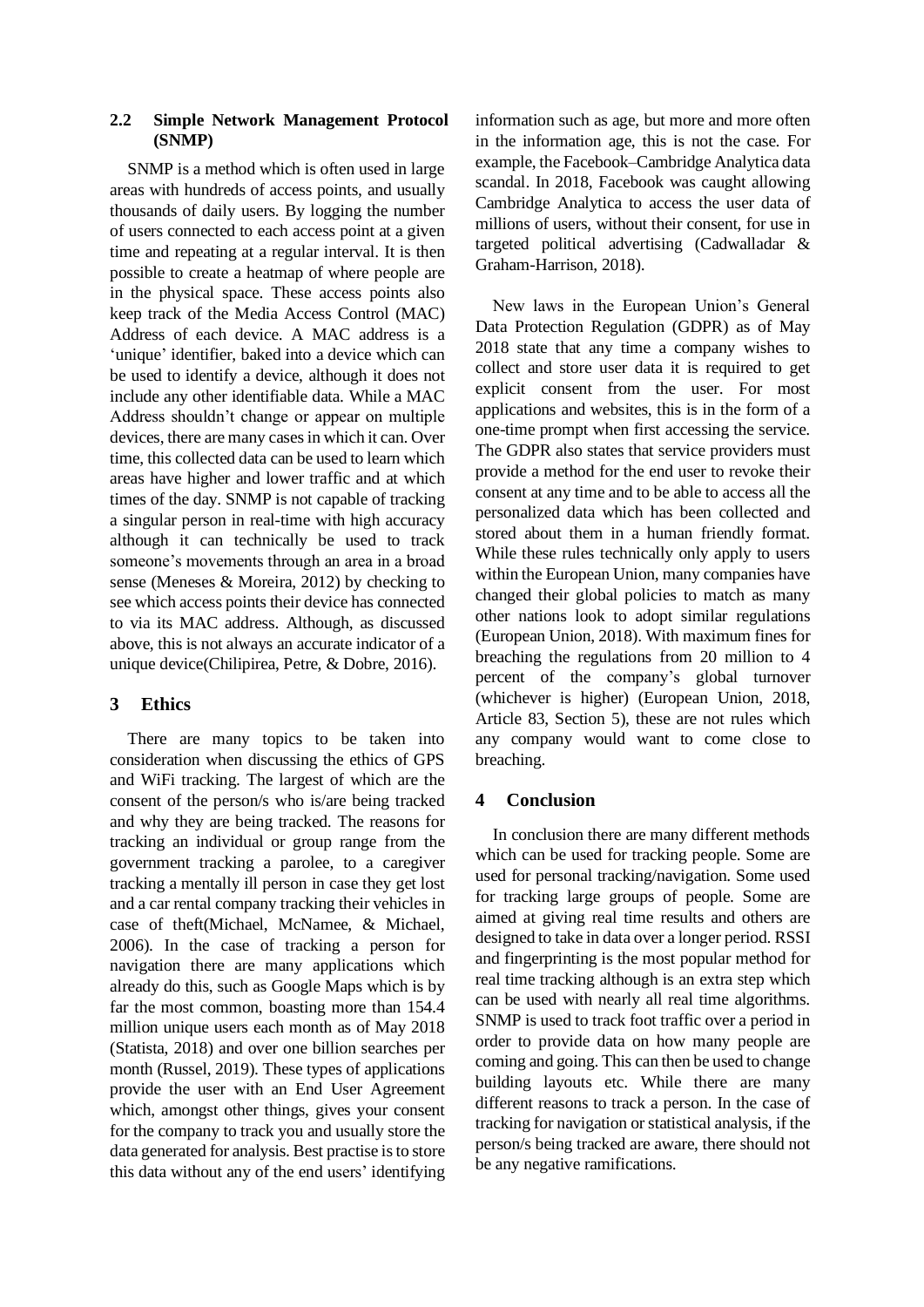### 2.2 Simple Network Management Protocol (SNMP)

SNMP is a method which is often used in large areas with hundreds of access points, and usually thousands of daily users. By logging the number of users connected to each access point at a given time and repeating at a regular interval. It is then possible to create a heatmap of where people are in the physical space. These access points also keep track of the Media Access Control (MAC) Address of each device. A MAC address is a 'unique' identifier, baked into a device which can be used to identify a device, although it does not include any other identifiable data. While a MAC Address shouldn't change or appear on multiple devices, there are many cases in which it can. Over time, this collected data can be used to learn which areas have higher and lower traffic and at which times of the day. SNMP is not capable of tracking a singular person in real-time with high accuracy although it can technically be used to track someone's movements through an area in a broad sense (Meneses & Moreira, 2012) by checking to see which access points their device has connected to via its MAC address. Although, as discussed above, this is not always an accurate indicator of a unique device(Chilipirea, Petre, & Dobre, 2016).

## 3 Ethics

There are many topics to be taken into consideration when discussing the ethics of GPS and WiFi tracking. The largest of which are the consent of the person/s who is/are being tracked and why they are being tracked. The reasons for tracking an individual or group range from the government tracking a parolee, to a caregiver tracking a mentally ill person in case they get lost and a car rental company tracking their vehicles in case of theft(Michael, McNamee, & Michael, 2006). In the case of tracking a person for navigation there are many applications which already do this, such as Google Maps which is by far the most common, boasting more than 154.4 million unique users each month as of May 2018 (Statista, 2018) and over one billion searches per month (Russel, 2019). These types of applications provide the user with an End User Agreement which, amongst other things, gives your consent for the company to track you and usually store the data generated for analysis. Best practise is to store this data without any of the end users' identifying information such as age, but more and more often in the information age, this is not the case. For example, the Facebook–Cambridge Analytica data scandal. In 2018, Facebook was caught allowing Cambridge Analytica to access the user data of millions of users, without their consent, for use in targeted political advertising (Cadwalladar & Graham-Harrison, 2018).

New laws in the European Union's General Data Protection Regulation (GDPR) as of May 2018 state that any time a company wishes to collect and store user data it is required to get explicit consent from the user. For most applications and websites, this is in the form of a one-time prompt when first accessing the service. The GDPR also states that service providers must provide a method for the end user to revoke their consent at any time and to be able to access all the personalized data which has been collected and stored about them in a human friendly format. While these rules technically only apply to users within the European Union, many companies have changed their global policies to match as many other nations look to adopt similar regulations (European Union, 2018). With maximum fines for breaching the regulations from 20 million to 4 percent of the company's global turnover (whichever is higher) (European Union, 2018, Article 83, Section 5), these are not rules which any company would want to come close to breaching.

## 4 Conclusion

In conclusion there are many different methods which can be used for tracking people. Some are used for personal tracking/navigation. Some used for tracking large groups of people. Some are aimed at giving real time results and others are designed to take in data over a longer period. RSSI and fingerprinting is the most popular method for real time tracking although is an extra step which can be used with nearly all real time algorithms. SNMP is used to track foot traffic over a period in order to provide data on how many people are coming and going. This can then be used to change building layouts etc. While there are many different reasons to track a person. In the case of tracking for navigation or statistical analysis, if the person/s being tracked are aware, there should not be any negative ramifications.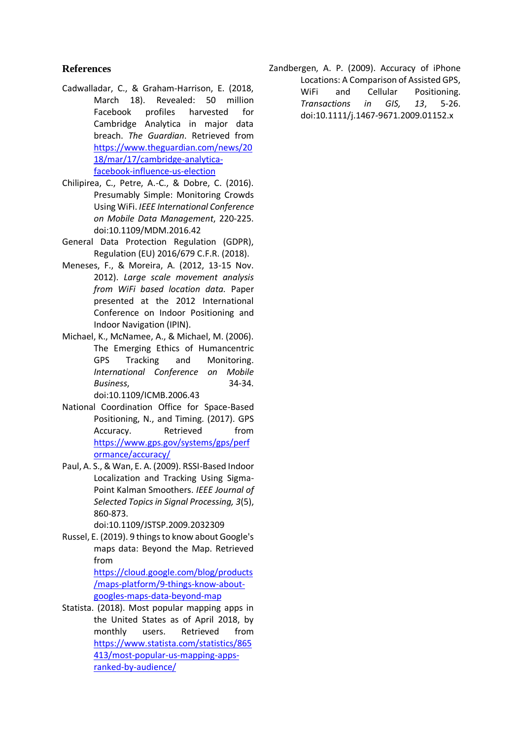## References

Cadwalladar, C., & Graham-Harrison, E. (2018, March 18). Revealed: 50 million Facebook profiles harvested for Cambridge Analytica in major data breach. *The Guardian*. Retrieved from https://www.theguardian.com/news/2018/mar/17/cambridge-analytica-facebook-influence-us-election

Chilipirea, C., Petre, A.-C., & Dobre, C. (2016). Presumably Simple: Monitoring Crowds Using WiFi. *IEEE International Conference on Mobile Data Management*, 220-225. doi:10.1109/MDM.2016.42

General Data Protection Regulation (GDPR), Regulation (EU) 2016/679 C.F.R. (2018).

Meneses, F., & Moreira, A. (2012, 13-15 Nov. 2012). *Large scale movement analysis from WiFi based location data.* Paper presented at the 2012 International Conference on Indoor Positioning and Indoor Navigation (IPIN).

Michael, K., McNamee, A., & Michael, M. (2006). The Emerging Ethics of Humancentric GPS Tracking and Monitoring. *International Conference on Mobile Business*, 34-34. doi:10.1109/ICMB.2006.43

National Coordination Office for Space-Based Positioning, N., and Timing. (2017). GPS Accuracy. Retrieved from https://www.gps.gov/systems/gps/performance/accuracy/

Paul, A. S., & Wan, E. A. (2009). RSSI-Based Indoor Localization and Tracking Using Sigma-Point Kalman Smoothers. *IEEE Journal of Selected Topics in Signal Processing, 3*(5), 860-873. doi:10.1109/JSTSP.2009.2032309

Russel, E. (2019). 9 things to know about Google's maps data: Beyond the Map. Retrieved from https://cloud.google.com/blog/products/maps-platform/9-things-know-about-googles-maps-data-beyond-map

Statista. (2018). Most popular mapping apps in the United States as of April 2018, by monthly users. Retrieved from https://www.statista.com/statistics/865413/most-popular-us-mapping-apps-ranked-by-audience/

Zandbergen, A. P. (2009). Accuracy of iPhone Locations: A Comparison of Assisted GPS, WiFi and Cellular Positioning. *Transactions in GIS, 13*, 5-26. doi:10.1111/j.1467-9671.2009.01152.x